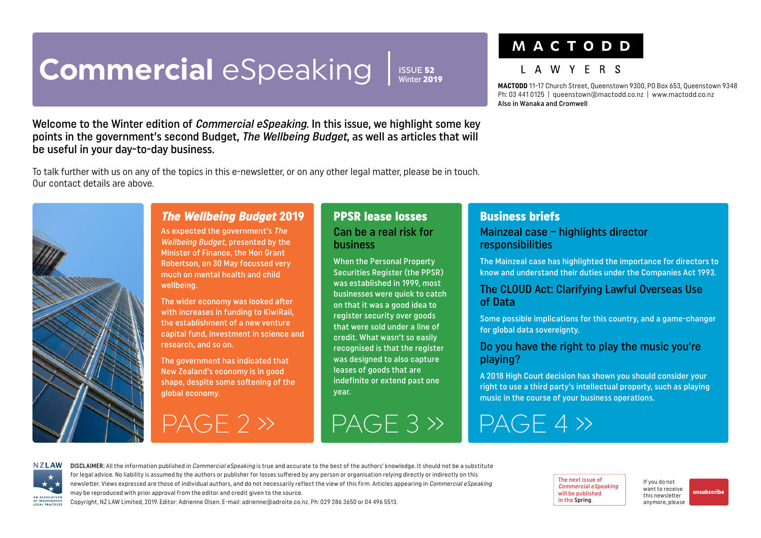# Commercial eSpeaking

ISSUE **52**
Winter **2019**

**MACTODD**
LAWYERS

**MACTODD** 11-17 Church Street, Queenstown 9300, PO Box 653, Queenstown 9348
Ph: 03 441 0125 | queenstown@mactodd.co.nz | www.mactodd.co.nz
**Also in Wanaka and Cromwell**

Welcome to the Winter edition of *Commercial eSpeaking*. In this issue, we highlight some key points in the government's second Budget, *The Wellbeing Budget*, as well as articles that will be useful in your day-to-day business.

To talk further with us on any of the topics in this e-newsletter, or on any other legal matter, please be in touch. Our contact details are above.

## *The Wellbeing Budget* 2019

As expected the government's *The Wellbeing Budget*, presented by the Minister of Finance, the Hon Grant Robertson, on 30 May focussed very much on mental health and child wellbeing.

The wider economy was looked after with increases in funding to KiwiRail, the establishment of a new venture capital fund, investment in science and research, and so on.

The government has indicated that New Zealand's economy is in good shape, despite some softening of the global economy.

PAGE 2 »

## PPSR lease losses

### Can be a real risk for business

When the Personal Property Securities Register (the PPSR) was established in 1999, most businesses were quick to catch on that it was a good idea to register security over goods that were sold under a line of credit. What wasn't so easily recognised is that the register was designed to also capture leases of goods that are indefinite or extend past one year.

PAGE 3 »

## Business briefs

### Mainzeal case – highlights director responsibilities

The Mainzeal case has highlighted the importance for directors to know and understand their duties under the Companies Act 1993.

### The CLOUD Act: Clarifying Lawful Overseas Use of Data

Some possible implications for this country, and a game-changer for global data sovereignty.

### Do you have the right to play the music you're playing?

A 2018 High Court decision has shown you should consider your right to use a third party's intellectual property, such as playing music in the course of your business operations.

PAGE 4 »

NZLAW — AN ASSOCIATION OF INDEPENDENT LEGAL PRACTICES

**DISCLAIMER:** All the information published in *Commercial eSpeaking* is true and accurate to the best of the authors' knowledge. It should not be a substitute for legal advice. No liability is assumed by the authors or publisher for losses suffered by any person or organisation relying directly or indirectly on this newsletter. Views expressed are those of individual authors, and do not necessarily reflect the view of this firm. Articles appearing in *Commercial eSpeaking* may be reproduced with prior approval from the editor and credit given to the source.
Copyright, NZ LAW Limited, 2019. Editor: Adrienne Olsen. E-mail: adrienne@adroite.co.nz. Ph: 029 286 3650 or 04 496 5513.

The next issue of *Commercial eSpeaking* will be published in the **Spring**.

If you do not want to receive this newsletter anymore, please **unsubscribe**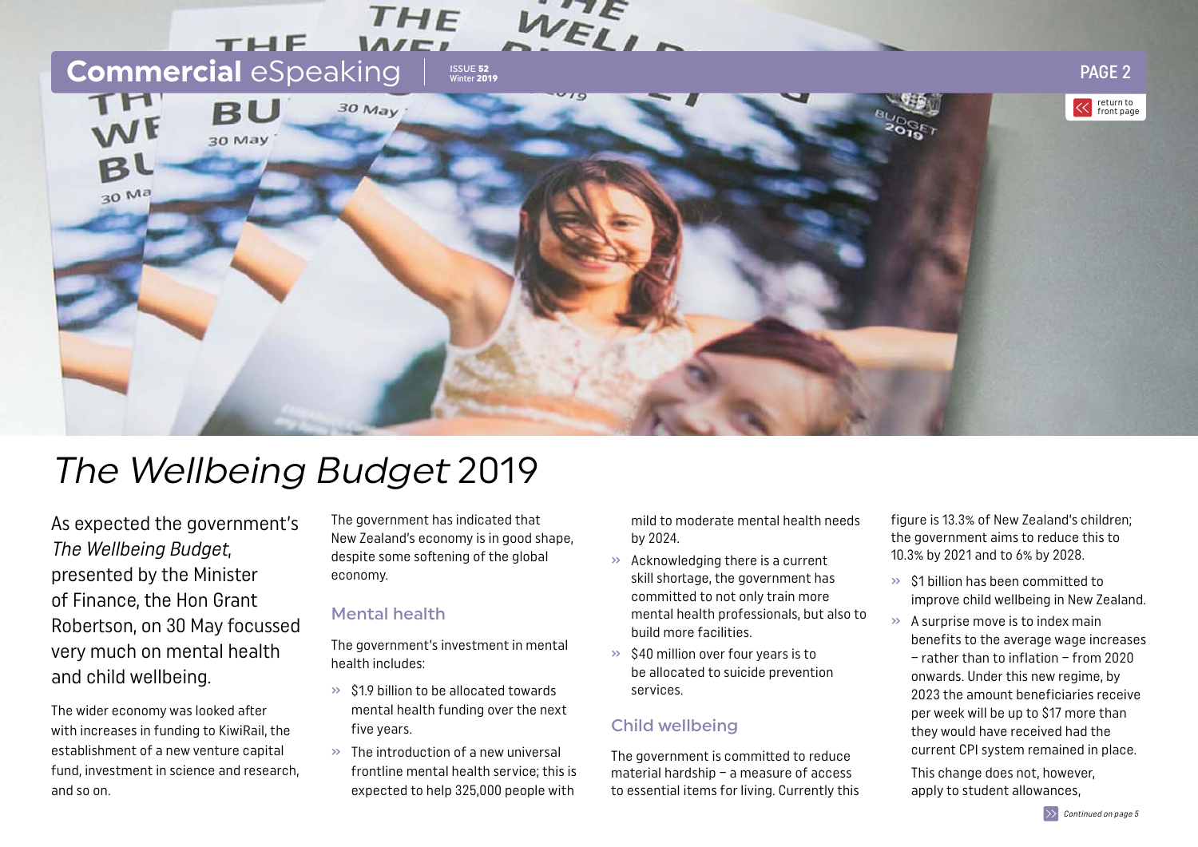# *The Wellbeing Budget* 2019

As expected the government's *The Wellbeing Budget*, presented by the Minister of Finance, the Hon Grant Robertson, on 30 May focussed very much on mental health and child wellbeing.

The wider economy was looked after with increases in funding to KiwiRail, the establishment of a new venture capital fund, investment in science and research, and so on.

The government has indicated that New Zealand's economy is in good shape, despite some softening of the global economy.

## Mental health

The government's investment in mental health includes:

- $1.9 billion to be allocated towards mental health funding over the next five years.
- The introduction of a new universal frontline mental health service; this is expected to help 325,000 people with mild to moderate mental health needs by 2024.
- Acknowledging there is a current skill shortage, the government has committed to not only train more mental health professionals, but also to build more facilities.
- $40 million over four years is to be allocated to suicide prevention services.

## Child wellbeing

The government is committed to reduce material hardship – a measure of access to essential items for living. Currently this figure is 13.3% of New Zealand's children; the government aims to reduce this to 10.3% by 2021 and to 6% by 2028.

- $1 billion has been committed to improve child wellbeing in New Zealand.
- A surprise move is to index main benefits to the average wage increases – rather than to inflation – from 2020 onwards. Under this new regime, by 2023 the amount beneficiaries receive per week will be up to $17 more than they would have received had the current CPI system remained in place.

  This change does not, however, apply to student allowances,

Continued on page 5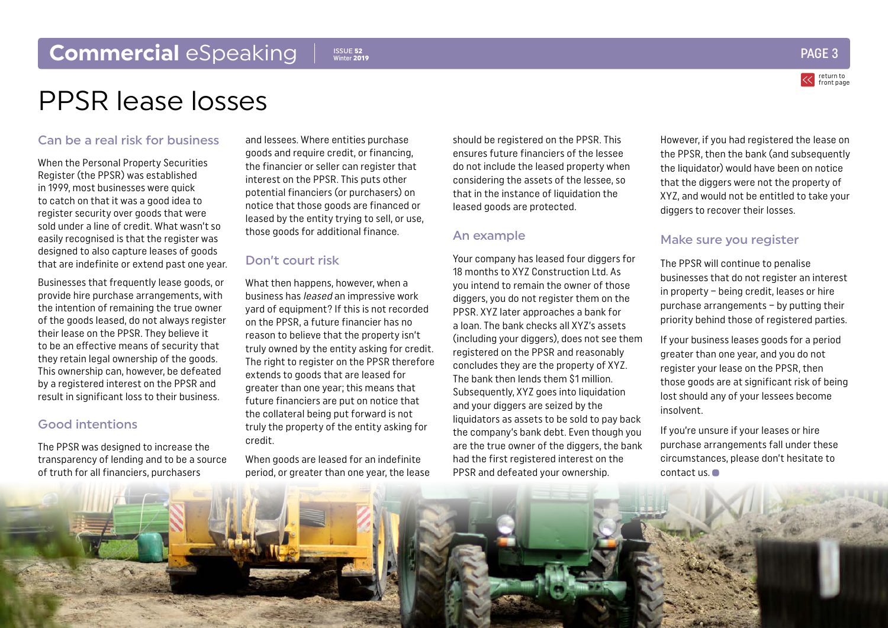# PPSR lease losses

## Can be a real risk for business

When the Personal Property Securities Register (the PPSR) was established in 1999, most businesses were quick to catch on that it was a good idea to register security over goods that were sold under a line of credit. What wasn't so easily recognised is that the register was designed to also capture leases of goods that are indefinite or extend past one year.

Businesses that frequently lease goods, or provide hire purchase arrangements, with the intention of remaining the true owner of the goods leased, do not always register their lease on the PPSR. They believe it to be an effective means of security that they retain legal ownership of the goods. This ownership can, however, be defeated by a registered interest on the PPSR and result in significant loss to their business.

## Good intentions

The PPSR was designed to increase the transparency of lending and to be a source of truth for all financiers, purchasers and lessees. Where entities purchase goods and require credit, or financing, the financier or seller can register that interest on the PPSR. This puts other potential financiers (or purchasers) on notice that those goods are financed or leased by the entity trying to sell, or use, those goods for additional finance.

## Don't court risk

What then happens, however, when a business has *leased* an impressive work yard of equipment? If this is not recorded on the PPSR, a future financier has no reason to believe that the property isn't truly owned by the entity asking for credit. The right to register on the PPSR therefore extends to goods that are leased for greater than one year; this means that future financiers are put on notice that the collateral being put forward is not truly the property of the entity asking for credit.

When goods are leased for an indefinite period, or greater than one year, the lease should be registered on the PPSR. This ensures future financiers of the lessee do not include the leased property when considering the assets of the lessee, so that in the instance of liquidation the leased goods are protected.

## An example

Your company has leased four diggers for 18 months to XYZ Construction Ltd. As you intend to remain the owner of those diggers, you do not register them on the PPSR. XYZ later approaches a bank for a loan. The bank checks all XYZ's assets (including your diggers), does not see them registered on the PPSR and reasonably concludes they are the property of XYZ. The bank then lends them $1 million. Subsequently, XYZ goes into liquidation and your diggers are seized by the liquidators as assets to be sold to pay back the company's bank debt. Even though you are the true owner of the diggers, the bank had the first registered interest on the PPSR and defeated your ownership.

However, if you had registered the lease on the PPSR, then the bank (and subsequently the liquidator) would have been on notice that the diggers were not the property of XYZ, and would not be entitled to take your diggers to recover their losses.

## Make sure you register

The PPSR will continue to penalise businesses that do not register an interest in property – being credit, leases or hire purchase arrangements – by putting their priority behind those of registered parties.

If your business leases goods for a period greater than one year, and you do not register your lease on the PPSR, then those goods are at significant risk of being lost should any of your lessees become insolvent.

If you're unsure if your leases or hire purchase arrangements fall under these circumstances, please don't hesitate to contact us.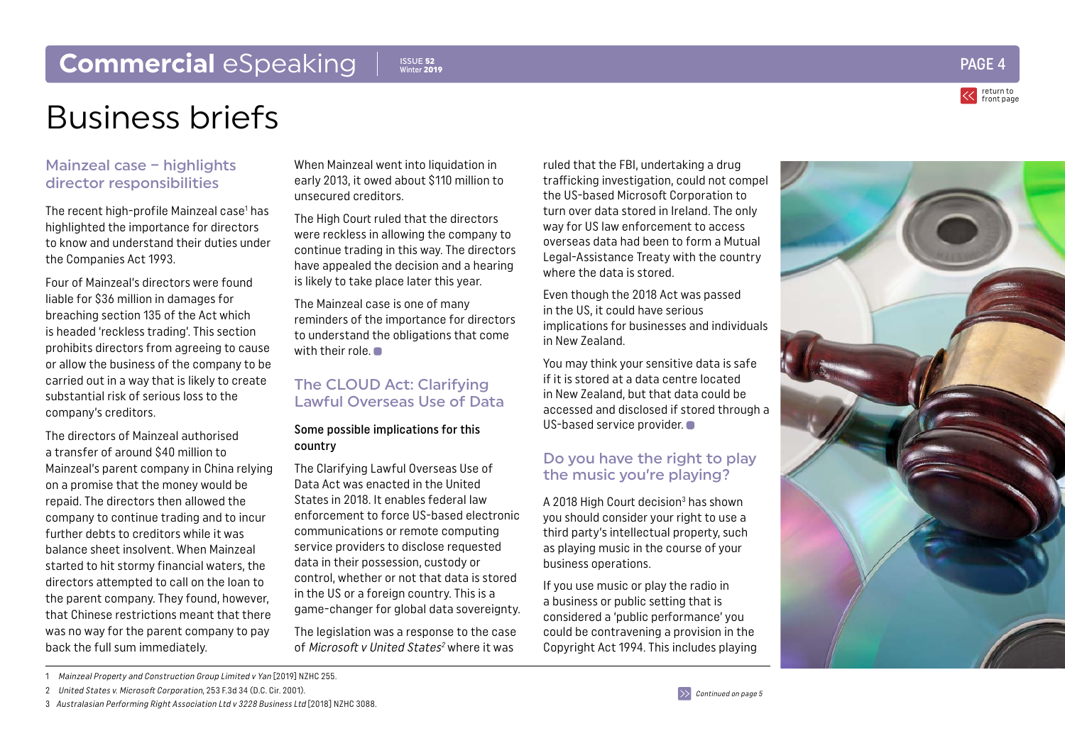# Business briefs

## Mainzeal case – highlights director responsibilities

The recent high-profile Mainzeal case[1] has highlighted the importance for directors to know and understand their duties under the Companies Act 1993.

Four of Mainzeal's directors were found liable for $36 million in damages for breaching section 135 of the Act which is headed 'reckless trading'. This section prohibits directors from agreeing to cause or allow the business of the company to be carried out in a way that is likely to create substantial risk of serious loss to the company's creditors.

The directors of Mainzeal authorised a transfer of around $40 million to Mainzeal's parent company in China relying on a promise that the money would be repaid. The directors then allowed the company to continue trading and to incur further debts to creditors while it was balance sheet insolvent. When Mainzeal started to hit stormy financial waters, the directors attempted to call on the loan to the parent company. They found, however, that Chinese restrictions meant that there was no way for the parent company to pay back the full sum immediately.

When Mainzeal went into liquidation in early 2013, it owed about $110 million to unsecured creditors.

The High Court ruled that the directors were reckless in allowing the company to continue trading in this way. The directors have appealed the decision and a hearing is likely to take place later this year.

The Mainzeal case is one of many reminders of the importance for directors to understand the obligations that come with their role.

## The CLOUD Act: Clarifying Lawful Overseas Use of Data

**Some possible implications for this country**

The Clarifying Lawful Overseas Use of Data Act was enacted in the United States in 2018. It enables federal law enforcement to force US-based electronic communications or remote computing service providers to disclose requested data in their possession, custody or control, whether or not that data is stored in the US or a foreign country. This is a game-changer for global data sovereignty.

The legislation was a response to the case of *Microsoft v United States*[2] where it was ruled that the FBI, undertaking a drug trafficking investigation, could not compel the US-based Microsoft Corporation to turn over data stored in Ireland. The only way for US law enforcement to access overseas data had been to form a Mutual Legal-Assistance Treaty with the country where the data is stored.

Even though the 2018 Act was passed in the US, it could have serious implications for businesses and individuals in New Zealand.

You may think your sensitive data is safe if it is stored at a data centre located in New Zealand, but that data could be accessed and disclosed if stored through a US-based service provider.

## Do you have the right to play the music you're playing?

A 2018 High Court decision[3] has shown you should consider your right to use a third party's intellectual property, such as playing music in the course of your business operations.

If you use music or play the radio in a business or public setting that is considered a 'public performance' you could be contravening a provision in the Copyright Act 1994. This includes playing

*Continued on page 5*

1 *Mainzeal Property and Construction Group Limited v Yan* [2019] NZHC 255.

2 *United States v. Microsoft Corporation*, 253 F.3d 34 (D.C. Cir. 2001).

3 *Australasian Performing Right Association Ltd v 3228 Business Ltd* [2018] NZHC 3088.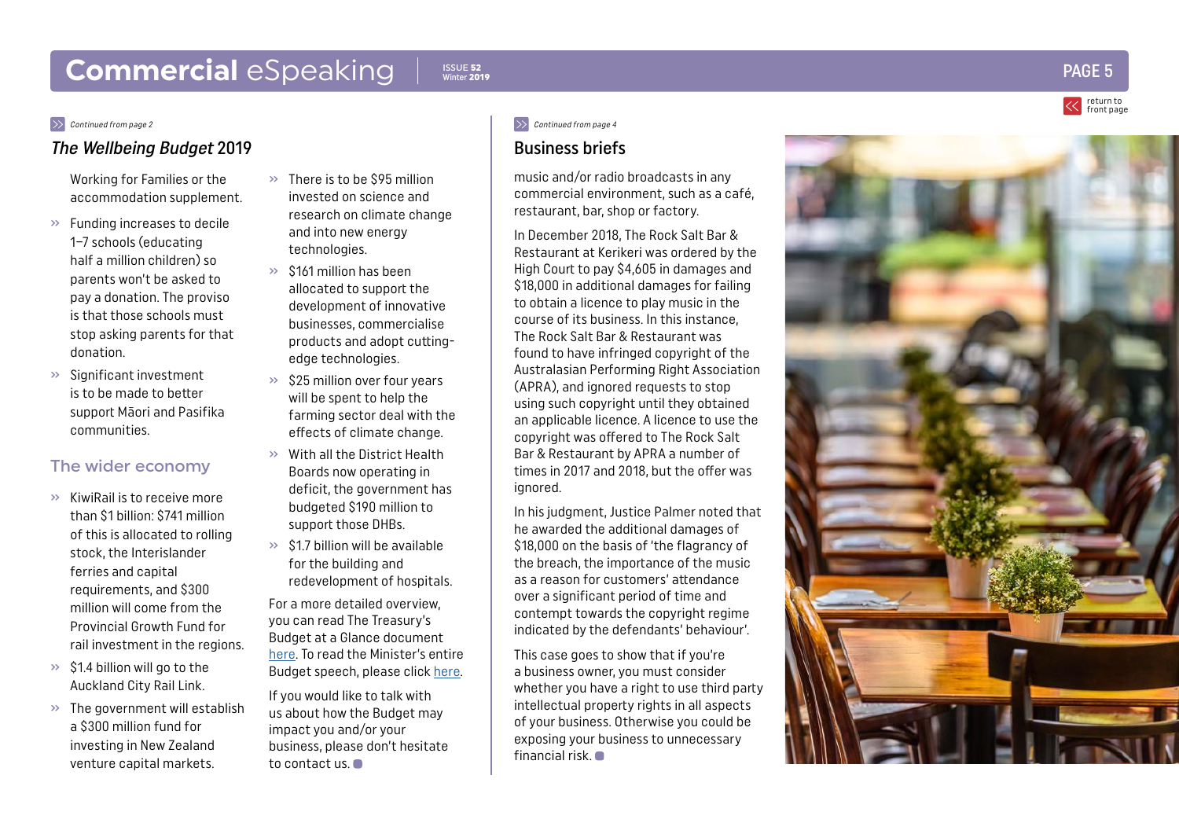*Continued from page 2*

## The Wellbeing Budget 2019

Working for Families or the accommodation supplement.

- Funding increases to decile 1–7 schools (educating half a million children) so parents won't be asked to pay a donation. The proviso is that those schools must stop asking parents for that donation.
- Significant investment is to be made to better support Māori and Pasifika communities.

### The wider economy

- KiwiRail is to receive more than $1 billion: $741 million of this is allocated to rolling stock, the Interislander ferries and capital requirements, and $300 million will come from the Provincial Growth Fund for rail investment in the regions.
- $1.4 billion will go to the Auckland City Rail Link.
- The government will establish a $300 million fund for investing in New Zealand venture capital markets.
- There is to be $95 million invested on science and research on climate change and into new energy technologies.
- $161 million has been allocated to support the development of innovative businesses, commercialise products and adopt cutting-edge technologies.
- $25 million over four years will be spent to help the farming sector deal with the effects of climate change.
- With all the District Health Boards now operating in deficit, the government has budgeted $190 million to support those DHBs.
- $1.7 billion will be available for the building and redevelopment of hospitals.

For a more detailed overview, you can read The Treasury's Budget at a Glance document here. To read the Minister's entire Budget speech, please click here.

If you would like to talk with us about how the Budget may impact you and/or your business, please don't hesitate to contact us.

*Continued from page 4*

## Business briefs

music and/or radio broadcasts in any commercial environment, such as a café, restaurant, bar, shop or factory.

In December 2018, The Rock Salt Bar & Restaurant at Kerikeri was ordered by the High Court to pay $4,605 in damages and $18,000 in additional damages for failing to obtain a licence to play music in the course of its business. In this instance, The Rock Salt Bar & Restaurant was found to have infringed copyright of the Australasian Performing Right Association (APRA), and ignored requests to stop using such copyright until they obtained an applicable licence. A licence to use the copyright was offered to The Rock Salt Bar & Restaurant by APRA a number of times in 2017 and 2018, but the offer was ignored.

In his judgment, Justice Palmer noted that he awarded the additional damages of $18,000 on the basis of 'the flagrancy of the breach, the importance of the music as a reason for customers' attendance over a significant period of time and contempt towards the copyright regime indicated by the defendants' behaviour'.

This case goes to show that if you're a business owner, you must consider whether you have a right to use third party intellectual property rights in all aspects of your business. Otherwise you could be exposing your business to unnecessary financial risk.